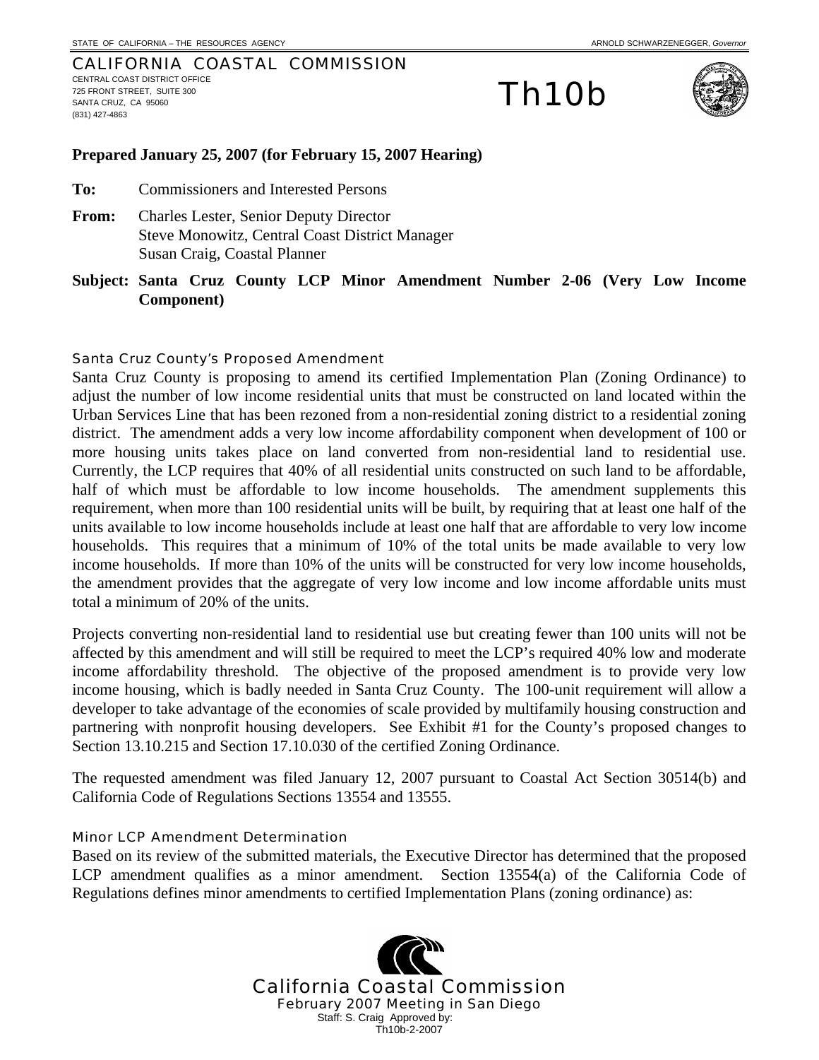STATE OF CALIFORNIA – THE RESOURCES AGENCY ARNOLD SCHWARZENEGGER, *Governor*

CALIFORNIA COASTAL COMMISSION
CENTRAL COAST DISTRICT OFFICE
725 FRONT STREET, SUITE 300
SANTA CRUZ, CA 95060
(831) 427-4863

# Th10b

**Prepared January 25, 2007 (for February 15, 2007 Hearing)**

**To:** Commissioners and Interested Persons

**From:** Charles Lester, Senior Deputy Director
Steve Monowitz, Central Coast District Manager
Susan Craig, Coastal Planner

**Subject: Santa Cruz County LCP Minor Amendment Number 2-06 (Very Low Income Component)**

### Santa Cruz County's Proposed Amendment

Santa Cruz County is proposing to amend its certified Implementation Plan (Zoning Ordinance) to adjust the number of low income residential units that must be constructed on land located within the Urban Services Line that has been rezoned from a non-residential zoning district to a residential zoning district. The amendment adds a very low income affordability component when development of 100 or more housing units takes place on land converted from non-residential land to residential use. Currently, the LCP requires that 40% of all residential units constructed on such land to be affordable, half of which must be affordable to low income households. The amendment supplements this requirement, when more than 100 residential units will be built, by requiring that at least one half of the units available to low income households include at least one half that are affordable to very low income households. This requires that a minimum of 10% of the total units be made available to very low income households. If more than 10% of the units will be constructed for very low income households, the amendment provides that the aggregate of very low income and low income affordable units must total a minimum of 20% of the units.

Projects converting non-residential land to residential use but creating fewer than 100 units will not be affected by this amendment and will still be required to meet the LCP's required 40% low and moderate income affordability threshold. The objective of the proposed amendment is to provide very low income housing, which is badly needed in Santa Cruz County. The 100-unit requirement will allow a developer to take advantage of the economies of scale provided by multifamily housing construction and partnering with nonprofit housing developers. See Exhibit #1 for the County's proposed changes to Section 13.10.215 and Section 17.10.030 of the certified Zoning Ordinance.

The requested amendment was filed January 12, 2007 pursuant to Coastal Act Section 30514(b) and California Code of Regulations Sections 13554 and 13555.

### Minor LCP Amendment Determination

Based on its review of the submitted materials, the Executive Director has determined that the proposed LCP amendment qualifies as a minor amendment. Section 13554(a) of the California Code of Regulations defines minor amendments to certified Implementation Plans (zoning ordinance) as:

California Coastal Commission
February 2007 Meeting in San Diego
Staff: S. Craig Approved by:
Th10b-2-2007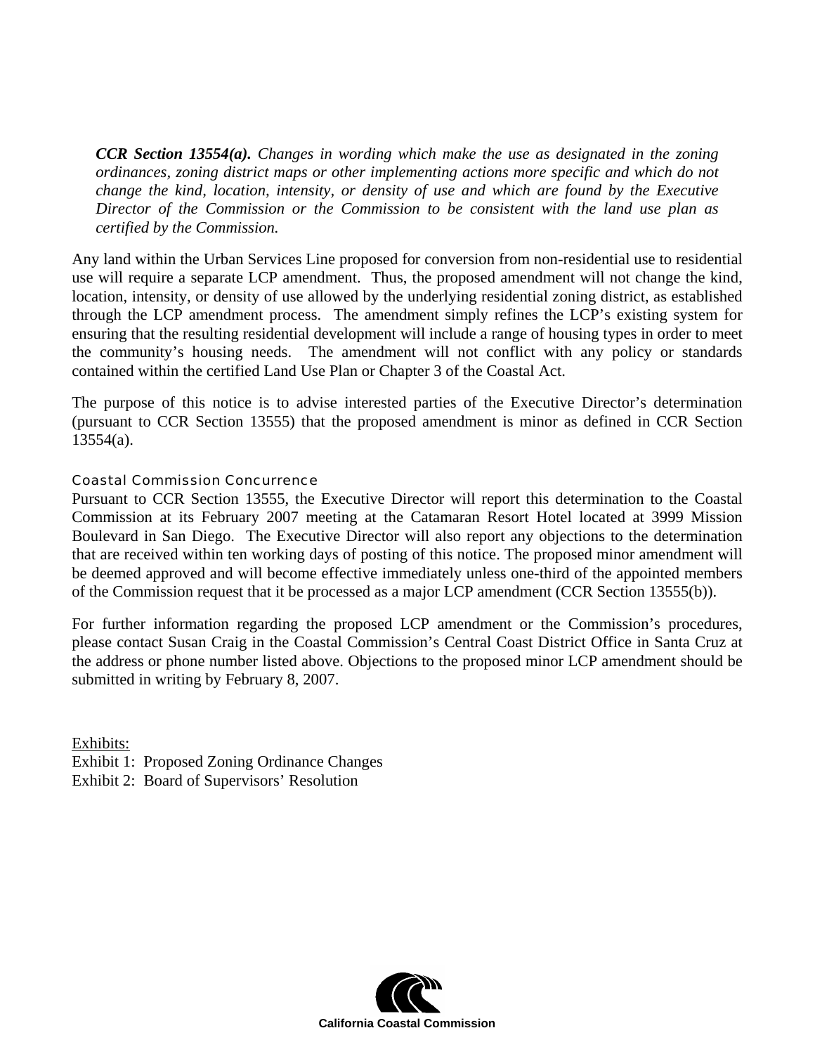> ***CCR Section 13554(a).*** *Changes in wording which make the use as designated in the zoning ordinances, zoning district maps or other implementing actions more specific and which do not change the kind, location, intensity, or density of use and which are found by the Executive Director of the Commission or the Commission to be consistent with the land use plan as certified by the Commission.*

Any land within the Urban Services Line proposed for conversion from non-residential use to residential use will require a separate LCP amendment. Thus, the proposed amendment will not change the kind, location, intensity, or density of use allowed by the underlying residential zoning district, as established through the LCP amendment process. The amendment simply refines the LCP's existing system for ensuring that the resulting residential development will include a range of housing types in order to meet the community's housing needs. The amendment will not conflict with any policy or standards contained within the certified Land Use Plan or Chapter 3 of the Coastal Act.

The purpose of this notice is to advise interested parties of the Executive Director's determination (pursuant to CCR Section 13555) that the proposed amendment is minor as defined in CCR Section 13554(a).

### Coastal Commission Concurrence

Pursuant to CCR Section 13555, the Executive Director will report this determination to the Coastal Commission at its February 2007 meeting at the Catamaran Resort Hotel located at 3999 Mission Boulevard in San Diego. The Executive Director will also report any objections to the determination that are received within ten working days of posting of this notice. The proposed minor amendment will be deemed approved and will become effective immediately unless one-third of the appointed members of the Commission request that it be processed as a major LCP amendment (CCR Section 13555(b)).

For further information regarding the proposed LCP amendment or the Commission's procedures, please contact Susan Craig in the Coastal Commission's Central Coast District Office in Santa Cruz at the address or phone number listed above. Objections to the proposed minor LCP amendment should be submitted in writing by February 8, 2007.

<u>Exhibits:</u>
Exhibit 1: Proposed Zoning Ordinance Changes
Exhibit 2: Board of Supervisors' Resolution

California Coastal Commission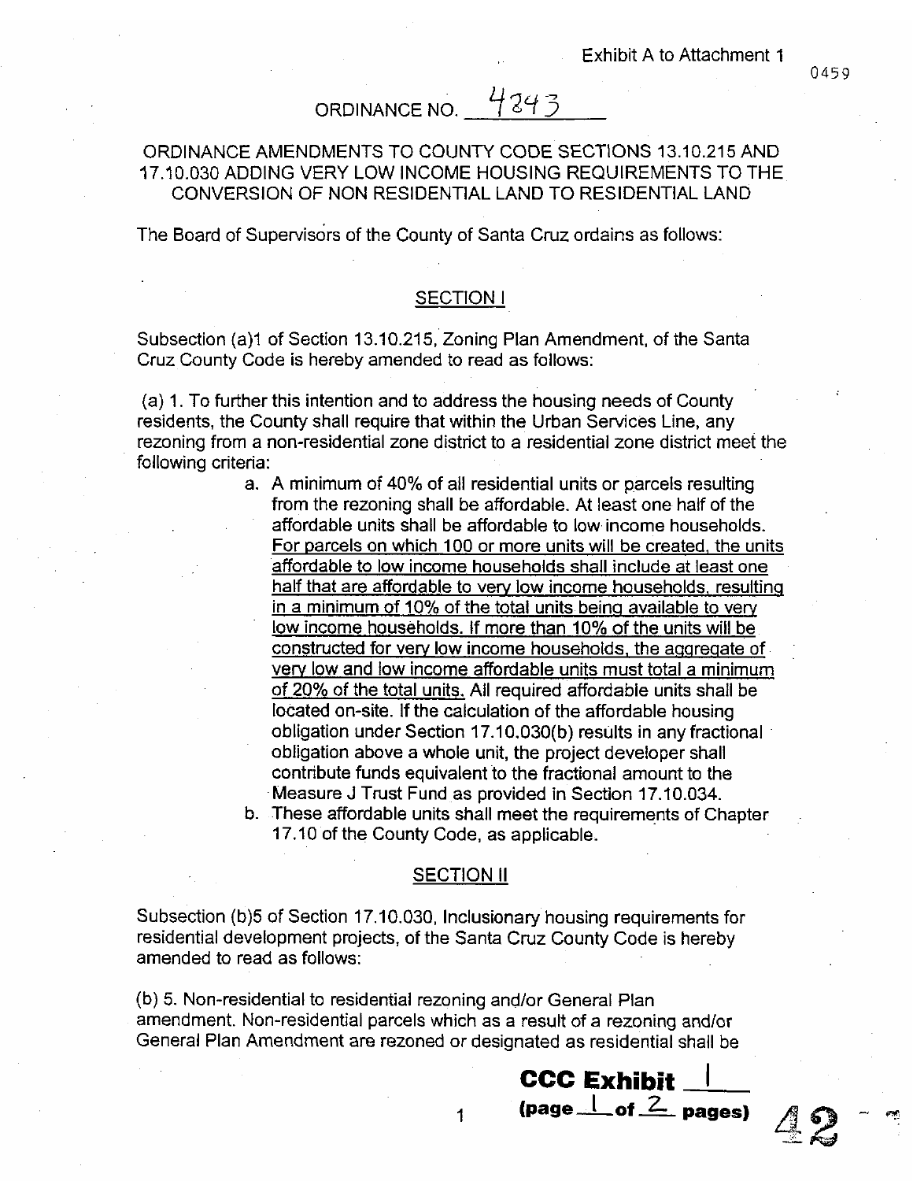# ORDINANCE NO. 4343

## ORDINANCE AMENDMENTS TO COUNTY CODE SECTIONS 13.10.215 AND 17.10.030 ADDING VERY LOW INCOME HOUSING REQUIREMENTS TO THE CONVERSION OF NON RESIDENTIAL LAND TO RESIDENTIAL LAND

The Board of Supervisors of the County of Santa Cruz ordains as follows:

### SECTION I

Subsection (a)1 of Section 13.10.215, Zoning Plan Amendment, of the Santa Cruz County Code is hereby amended to read as follows:

(a) 1. To further this intention and to address the housing needs of County residents, the County shall require that within the Urban Services Line, any rezoning from a non-residential zone district to a residential zone district meet the following criteria:

a. A minimum of 40% of all residential units or parcels resulting from the rezoning shall be affordable. At least one half of the affordable units shall be affordable to low income households. For parcels on which 100 or more units will be created, the units affordable to low income households shall include at least one half that are affordable to very low income households, resulting in a minimum of 10% of the total units being available to very low income households. If more than 10% of the units will be constructed for very low income households, the aggregate of very low and low income affordable units must total a minimum of 20% of the total units. All required affordable units shall be located on-site. If the calculation of the affordable housing obligation under Section 17.10.030(b) results in any fractional obligation above a whole unit, the project developer shall contribute funds equivalent to the fractional amount to the Measure J Trust Fund as provided in Section 17.10.034.

b. These affordable units shall meet the requirements of Chapter 17.10 of the County Code, as applicable.

### SECTION II

Subsection (b)5 of Section 17.10.030, Inclusionary housing requirements for residential development projects, of the Santa Cruz County Code is hereby amended to read as follows:

(b) 5. Non-residential to residential rezoning and/or General Plan amendment. Non-residential parcels which as a result of a rezoning and/or General Plan Amendment are rezoned or designated as residential shall be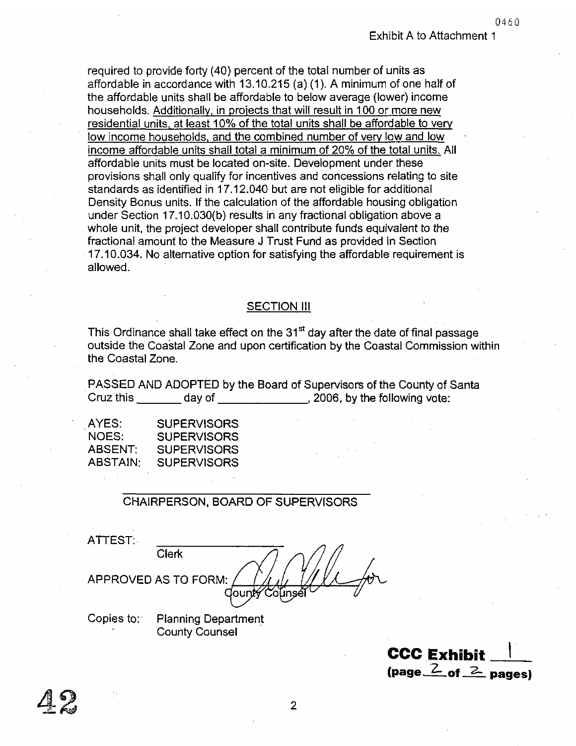required to provide forty (40) percent of the total number of units as affordable in accordance with 13.10.215 (a) (1). A minimum of one half of the affordable units shall be affordable to below average (lower) income households. <u>Additionally, in projects that will result in 100 or more new residential units, at least 10% of the total units shall be affordable to very low income households, and the combined number of very low and low income affordable units shall total a minimum of 20% of the total units.</u> All affordable units must be located on-site. Development under these provisions shall only qualify for incentives and concessions relating to site standards as identified in 17.12.040 but are not eligible for additional Density Bonus units. If the calculation of the affordable housing obligation under Section 17.10.030(b) results in any fractional obligation above a whole unit, the project developer shall contribute funds equivalent to the fractional amount to the Measure J Trust Fund as provided in Section 17.10.034. No alternative option for satisfying the affordable requirement is allowed.

## SECTION III

This Ordinance shall take effect on the 31st day after the date of final passage outside the Coastal Zone and upon certification by the Coastal Commission within the Coastal Zone.

PASSED AND ADOPTED by the Board of Supervisors of the County of Santa Cruz this _______ day of _____________, 2006, by the following vote:

AYES: SUPERVISORS
NOES: SUPERVISORS
ABSENT: SUPERVISORS
ABSTAIN: SUPERVISORS

_________________________________
CHAIRPERSON, BOARD OF SUPERVISORS

ATTEST: _________________
Clerk

APPROVED AS TO FORM: _________________ for
County Counsel

Copies to: Planning Department
County Counsel

**CCC Exhibit 1**
**(page 2 of 2 pages)**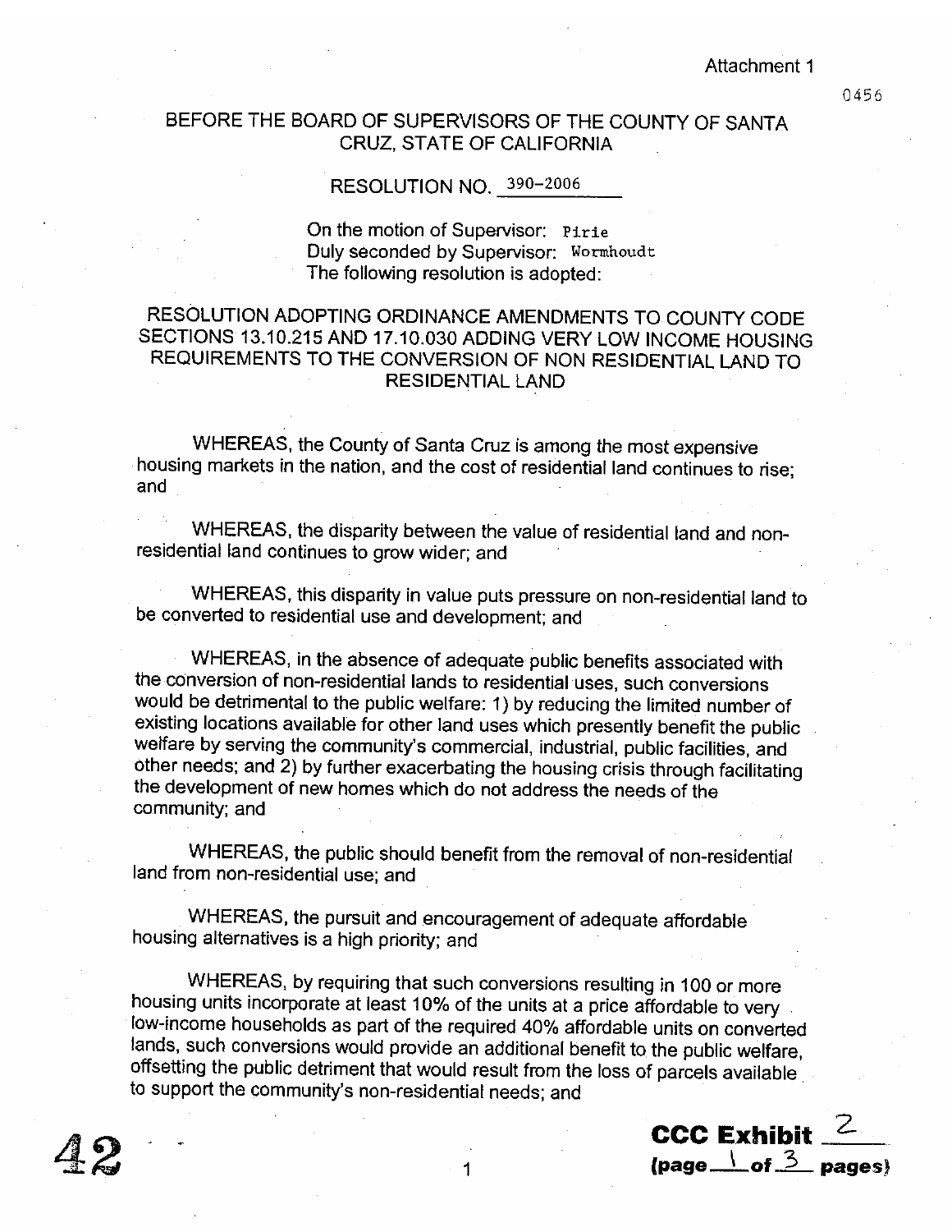Attachment 1

0456

# BEFORE THE BOARD OF SUPERVISORS OF THE COUNTY OF SANTA CRUZ, STATE OF CALIFORNIA

## RESOLUTION NO. 390-2006

On the motion of Supervisor: Pirie
Duly seconded by Supervisor: Wormhoudt
The following resolution is adopted:

## RESOLUTION ADOPTING ORDINANCE AMENDMENTS TO COUNTY CODE SECTIONS 13.10.215 AND 17.10.030 ADDING VERY LOW INCOME HOUSING REQUIREMENTS TO THE CONVERSION OF NON RESIDENTIAL LAND TO RESIDENTIAL LAND

WHEREAS, the County of Santa Cruz is among the most expensive housing markets in the nation, and the cost of residential land continues to rise; and

WHEREAS, the disparity between the value of residential land and non-residential land continues to grow wider; and

WHEREAS, this disparity in value puts pressure on non-residential land to be converted to residential use and development; and

WHEREAS, in the absence of adequate public benefits associated with the conversion of non-residential lands to residential uses, such conversions would be detrimental to the public welfare: 1) by reducing the limited number of existing locations available for other land uses which presently benefit the public welfare by serving the community's commercial, industrial, public facilities, and other needs; and 2) by further exacerbating the housing crisis through facilitating the development of new homes which do not address the needs of the community; and

WHEREAS, the public should benefit from the removal of non-residential land from non-residential use; and

WHEREAS, the pursuit and encouragement of adequate affordable housing alternatives is a high priority; and

WHEREAS, by requiring that such conversions resulting in 100 or more housing units incorporate at least 10% of the units at a price affordable to very low-income households as part of the required 40% affordable units on converted lands, such conversions would provide an additional benefit to the public welfare, offsetting the public detriment that would result from the loss of parcels available to support the community's non-residential needs; and

42

**CCC Exhibit** 2
**(page** 1 **of** 3 **pages)**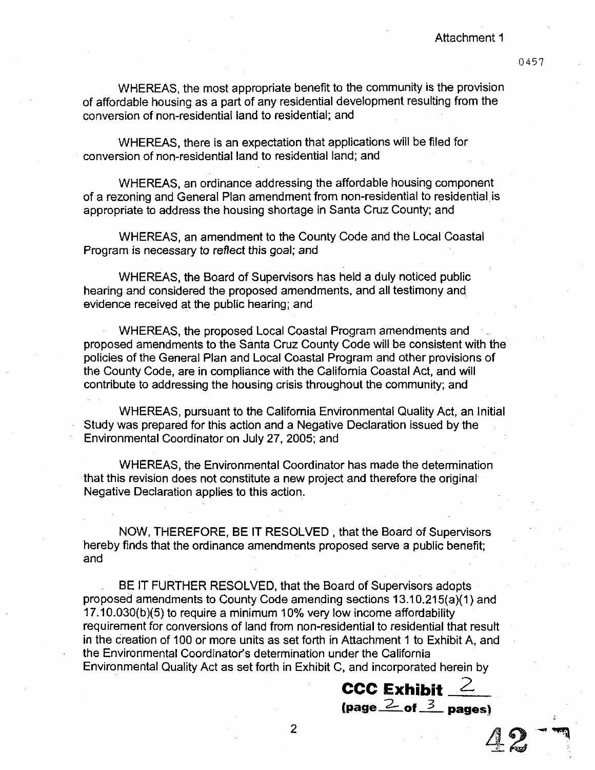WHEREAS, the most appropriate benefit to the community is the provision of affordable housing as a part of any residential development resulting from the conversion of non-residential land to residential; and

WHEREAS, there is an expectation that applications will be filed for conversion of non-residential land to residential land; and

WHEREAS, an ordinance addressing the affordable housing component of a rezoning and General Plan amendment from non-residential to residential is appropriate to address the housing shortage in Santa Cruz County; and

WHEREAS, an amendment to the County Code and the Local Coastal Program is necessary to reflect this goal; and

WHEREAS, the Board of Supervisors has held a duly noticed public hearing and considered the proposed amendments, and all testimony and evidence received at the public hearing; and

WHEREAS, the proposed Local Coastal Program amendments and proposed amendments to the Santa Cruz County Code will be consistent with the policies of the General Plan and Local Coastal Program and other provisions of the County Code, are in compliance with the California Coastal Act, and will contribute to addressing the housing crisis throughout the community; and

WHEREAS, pursuant to the California Environmental Quality Act, an Initial Study was prepared for this action and a Negative Declaration issued by the Environmental Coordinator on July 27, 2005; and

WHEREAS, the Environmental Coordinator has made the determination that this revision does not constitute a new project and therefore the original Negative Declaration applies to this action.

NOW, THEREFORE, BE IT RESOLVED, that the Board of Supervisors hereby finds that the ordinance amendments proposed serve a public benefit; and

BE IT FURTHER RESOLVED, that the Board of Supervisors adopts proposed amendments to County Code amending sections 13.10.215(a)(1) and 17.10.030(b)(5) to require a minimum 10% very low income affordability requirement for conversions of land from non-residential to residential that result in the creation of 100 or more units as set forth in Attachment 1 to Exhibit A, and the Environmental Coordinator's determination under the California Environmental Quality Act as set forth in Exhibit C, and incorporated herein by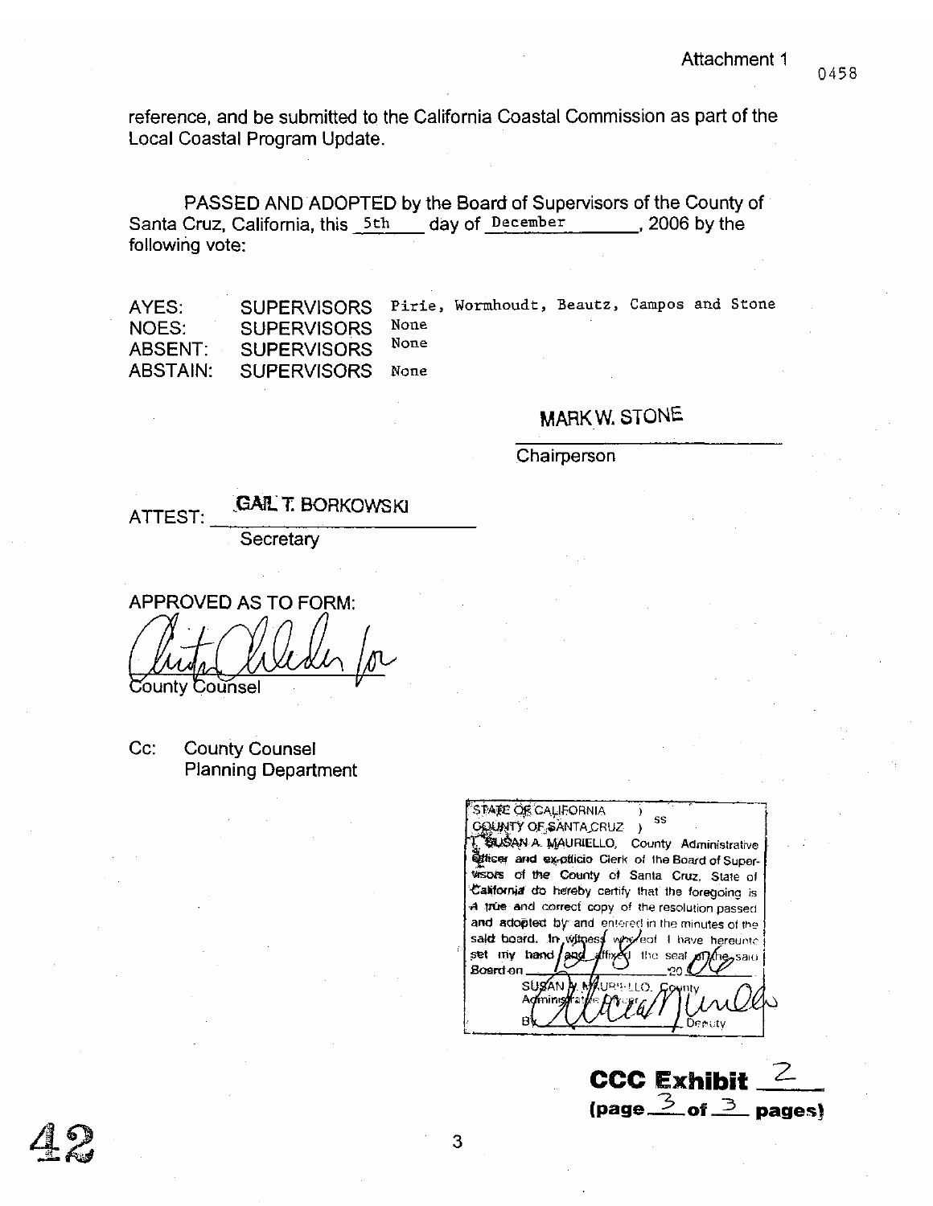Attachment 1

reference, and be submitted to the California Coastal Commission as part of the Local Coastal Program Update.

PASSED AND ADOPTED by the Board of Supervisors of the County of Santa Cruz, California, this 5th day of December, 2006 by the following vote:

| | | |
|---|---|---|
| AYES: | SUPERVISORS | Pirie, Wormhoudt, Beautz, Campos and Stone |
| NOES: | SUPERVISORS | None |
| ABSENT: | SUPERVISORS | None |
| ABSTAIN: | SUPERVISORS | None |

MARK W. STONE
Chairperson

ATTEST: GAIL T. BORKOWSKI
Secretary

APPROVED AS TO FORM:

County Counsel

Cc: County Counsel
Planning Department

STATE OF CALIFORNIA ) ss
COUNTY OF SANTA CRUZ )
I, SUSAN A. MAURIELLO, County Administrative Officer and ex-officio Clerk of the Board of Supervisors of the County of Santa Cruz, State of California do hereby certify that the foregoing is a true and correct copy of the resolution passed and adopted by and entered in the minutes of the said board. In witness whereof I have hereunto set my hand and affixed the seal of the said Board on ______ 20 06
SUSAN A. MAURIELLO, County Administrative Officer
By ______ Deputy

CCC Exhibit 2
(page 3 of 3 pages)

42